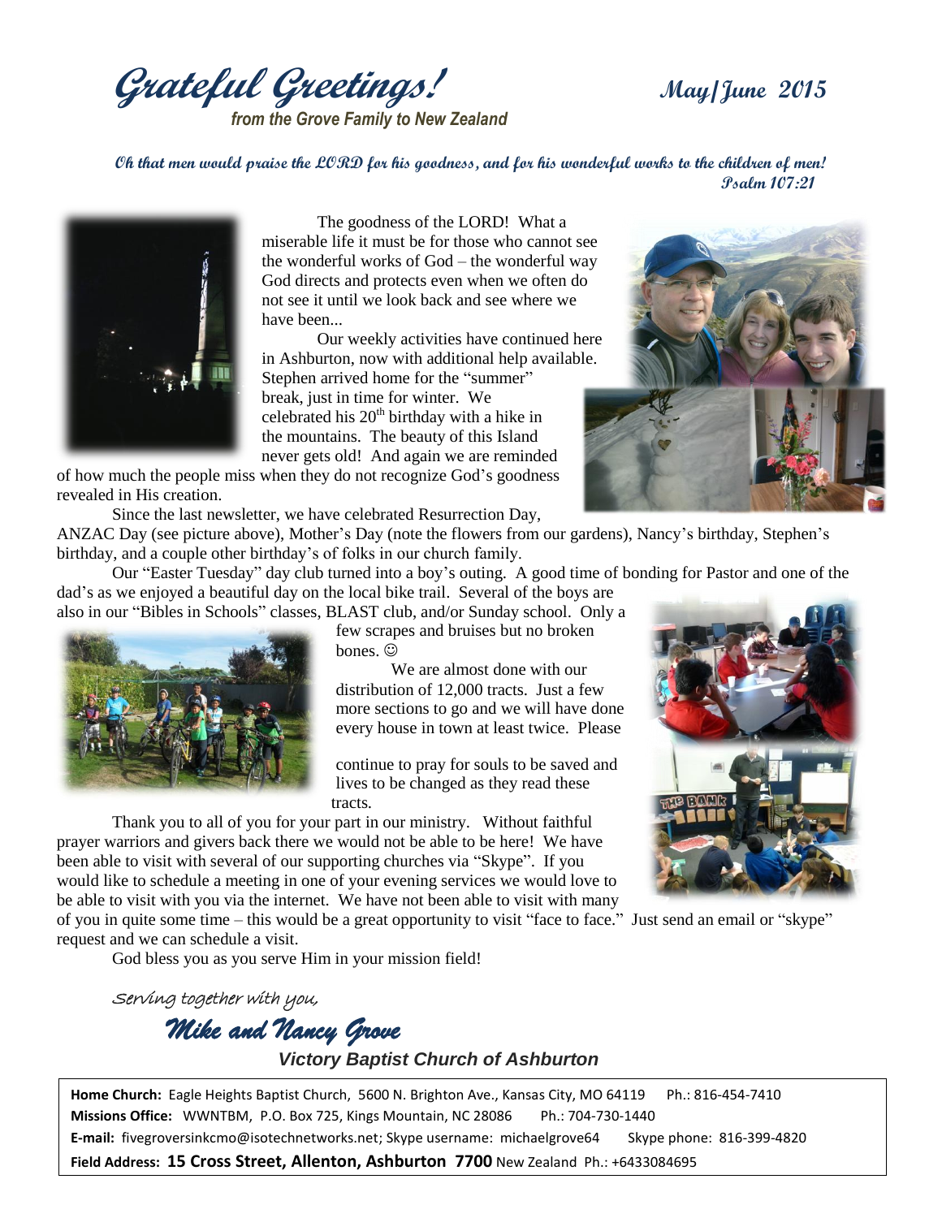# *Grateful Greetings!*

***from the Grove Family to New Zealand***

**May/June 2015**

***Oh that men would praise the LORD for his goodness, and for his wonderful works to the children of men!***
***Psalm 107:21***

The goodness of the LORD! What a miserable life it must be for those who cannot see the wonderful works of God – the wonderful way God directs and protects even when we often do not see it until we look back and see where we have been...

Our weekly activities have continued here in Ashburton, now with additional help available. Stephen arrived home for the "summer" break, just in time for winter. We celebrated his 20th birthday with a hike in the mountains. The beauty of this Island never gets old! And again we are reminded of how much the people miss when they do not recognize God's goodness revealed in His creation.

Since the last newsletter, we have celebrated Resurrection Day, ANZAC Day (see picture above), Mother's Day (note the flowers from our gardens), Nancy's birthday, Stephen's birthday, and a couple other birthday's of folks in our church family.

Our "Easter Tuesday" day club turned into a boy's outing. A good time of bonding for Pastor and one of the dad's as we enjoyed a beautiful day on the local bike trail. Several of the boys are also in our "Bibles in Schools" classes, BLAST club, and/or Sunday school. Only a few scrapes and bruises but no broken bones. ☺

We are almost done with our distribution of 12,000 tracts. Just a few more sections to go and we will have done every house in town at least twice. Please continue to pray for souls to be saved and lives to be changed as they read these tracts.

Thank you to all of you for your part in our ministry. Without faithful prayer warriors and givers back there we would not be able to be here! We have been able to visit with several of our supporting churches via "Skype". If you would like to schedule a meeting in one of your evening services we would love to be able to visit with you via the internet. We have not been able to visit with many of you in quite some time – this would be a great opportunity to visit "face to face." Just send an email or "skype" request and we can schedule a visit.

God bless you as you serve Him in your mission field!

*Serving together with you,*

***Mike and Nancy Grove***

***Victory Baptist Church of Ashburton***

**Home Church:** Eagle Heights Baptist Church, 5600 N. Brighton Ave., Kansas City, MO 64119 Ph.: 816-454-7410
**Missions Office:** WWNTBM, P.O. Box 725, Kings Mountain, NC 28086 Ph.: 704-730-1440
**E-mail:** fivegroversinkcmo@isotechnetworks.net; Skype username: michaelgrove64 Skype phone: 816-399-4820
**Field Address: 15 Cross Street, Allenton, Ashburton 7700** New Zealand Ph.: +6433084695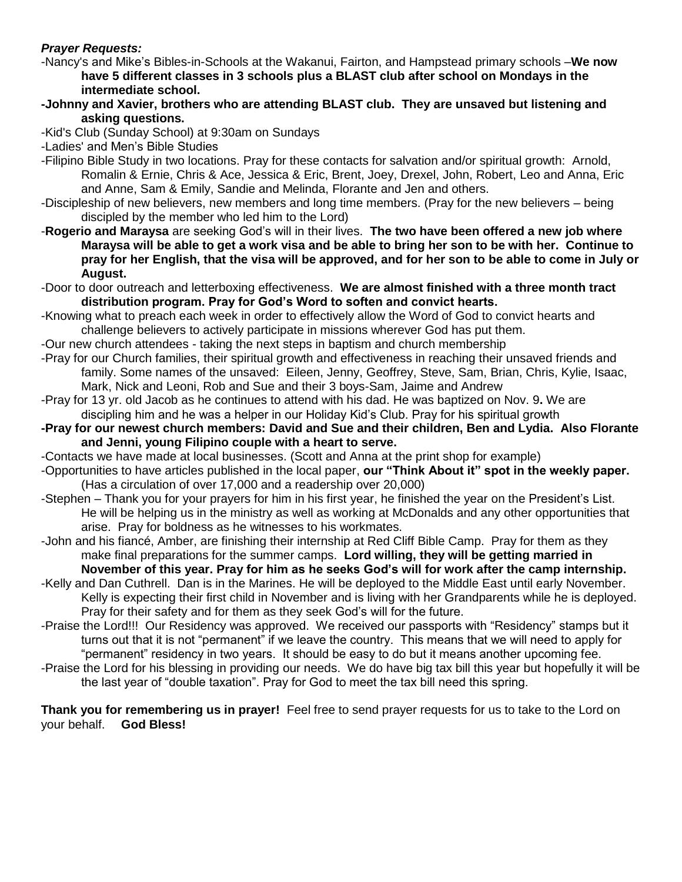***Prayer Requests:***

- -Nancy's and Mike's Bibles-in-Schools at the Wakanui, Fairton, and Hampstead primary schools –**We now have 5 different classes in 3 schools plus a BLAST club after school on Mondays in the intermediate school.**
- **-Johnny and Xavier, brothers who are attending BLAST club. They are unsaved but listening and asking questions.**
- -Kid's Club (Sunday School) at 9:30am on Sundays
- -Ladies' and Men's Bible Studies
- -Filipino Bible Study in two locations. Pray for these contacts for salvation and/or spiritual growth: Arnold, Romalin & Ernie, Chris & Ace, Jessica & Eric, Brent, Joey, Drexel, John, Robert, Leo and Anna, Eric and Anne, Sam & Emily, Sandie and Melinda, Florante and Jen and others.
- -Discipleship of new believers, new members and long time members. (Pray for the new believers – being discipled by the member who led him to the Lord)
- -**Rogerio and Maraysa** are seeking God's will in their lives. **The two have been offered a new job where Maraysa will be able to get a work visa and be able to bring her son to be with her. Continue to pray for her English, that the visa will be approved, and for her son to be able to come in July or August.**
- -Door to door outreach and letterboxing effectiveness. **We are almost finished with a three month tract distribution program. Pray for God's Word to soften and convict hearts.**
- -Knowing what to preach each week in order to effectively allow the Word of God to convict hearts and challenge believers to actively participate in missions wherever God has put them.
- -Our new church attendees - taking the next steps in baptism and church membership
- -Pray for our Church families, their spiritual growth and effectiveness in reaching their unsaved friends and family. Some names of the unsaved: Eileen, Jenny, Geoffrey, Steve, Sam, Brian, Chris, Kylie, Isaac, Mark, Nick and Leoni, Rob and Sue and their 3 boys-Sam, Jaime and Andrew
- -Pray for 13 yr. old Jacob as he continues to attend with his dad. He was baptized on Nov. 9**.** We are discipling him and he was a helper in our Holiday Kid's Club. Pray for his spiritual growth
- **-Pray for our newest church members: David and Sue and their children, Ben and Lydia. Also Florante and Jenni, young Filipino couple with a heart to serve.**
- -Contacts we have made at local businesses. (Scott and Anna at the print shop for example)
- -Opportunities to have articles published in the local paper, **our "Think About it" spot in the weekly paper.** (Has a circulation of over 17,000 and a readership over 20,000)
- -Stephen – Thank you for your prayers for him in his first year, he finished the year on the President's List. He will be helping us in the ministry as well as working at McDonalds and any other opportunities that arise. Pray for boldness as he witnesses to his workmates.
- -John and his fiancé, Amber, are finishing their internship at Red Cliff Bible Camp. Pray for them as they make final preparations for the summer camps. **Lord willing, they will be getting married in November of this year. Pray for him as he seeks God's will for work after the camp internship.**
- -Kelly and Dan Cuthrell. Dan is in the Marines. He will be deployed to the Middle East until early November. Kelly is expecting their first child in November and is living with her Grandparents while he is deployed. Pray for their safety and for them as they seek God's will for the future.
- -Praise the Lord!!! Our Residency was approved. We received our passports with "Residency" stamps but it turns out that it is not "permanent" if we leave the country. This means that we will need to apply for "permanent" residency in two years. It should be easy to do but it means another upcoming fee.
- -Praise the Lord for his blessing in providing our needs. We do have big tax bill this year but hopefully it will be the last year of "double taxation". Pray for God to meet the tax bill need this spring.

**Thank you for remembering us in prayer!** Feel free to send prayer requests for us to take to the Lord on your behalf. **God Bless!**